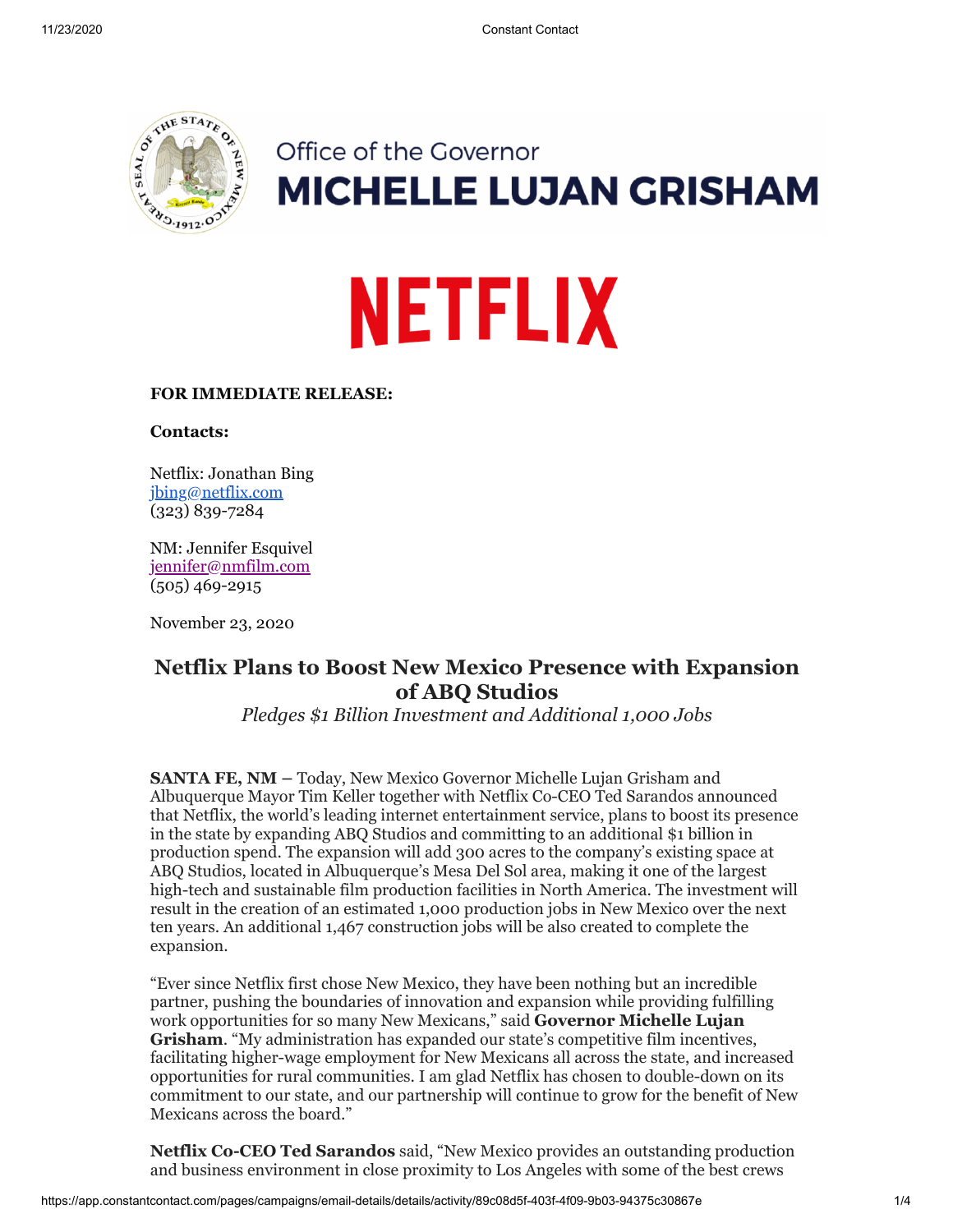Office of the Governor

**MICHELLE LUJAN GRISHAM**

NETFLIX

**FOR IMMEDIATE RELEASE:**

**Contacts:**

Netflix: Jonathan Bing
jbing@netflix.com
(323) 839-7284

NM: Jennifer Esquivel
jennifer@nmfilm.com
(505) 469-2915

November 23, 2020

## Netflix Plans to Boost New Mexico Presence with Expansion of ABQ Studios

*Pledges $1 Billion Investment and Additional 1,000 Jobs*

**SANTA FE, NM –** Today, New Mexico Governor Michelle Lujan Grisham and Albuquerque Mayor Tim Keller together with Netflix Co-CEO Ted Sarandos announced that Netflix, the world's leading internet entertainment service, plans to boost its presence in the state by expanding ABQ Studios and committing to an additional $1 billion in production spend. The expansion will add 300 acres to the company's existing space at ABQ Studios, located in Albuquerque's Mesa Del Sol area, making it one of the largest high-tech and sustainable film production facilities in North America. The investment will result in the creation of an estimated 1,000 production jobs in New Mexico over the next ten years. An additional 1,467 construction jobs will be also created to complete the expansion.

"Ever since Netflix first chose New Mexico, they have been nothing but an incredible partner, pushing the boundaries of innovation and expansion while providing fulfilling work opportunities for so many New Mexicans," said **Governor Michelle Lujan Grisham**. "My administration has expanded our state's competitive film incentives, facilitating higher-wage employment for New Mexicans all across the state, and increased opportunities for rural communities. I am glad Netflix has chosen to double-down on its commitment to our state, and our partnership will continue to grow for the benefit of New Mexicans across the board."

**Netflix Co-CEO Ted Sarandos** said, "New Mexico provides an outstanding production and business environment in close proximity to Los Angeles with some of the best crews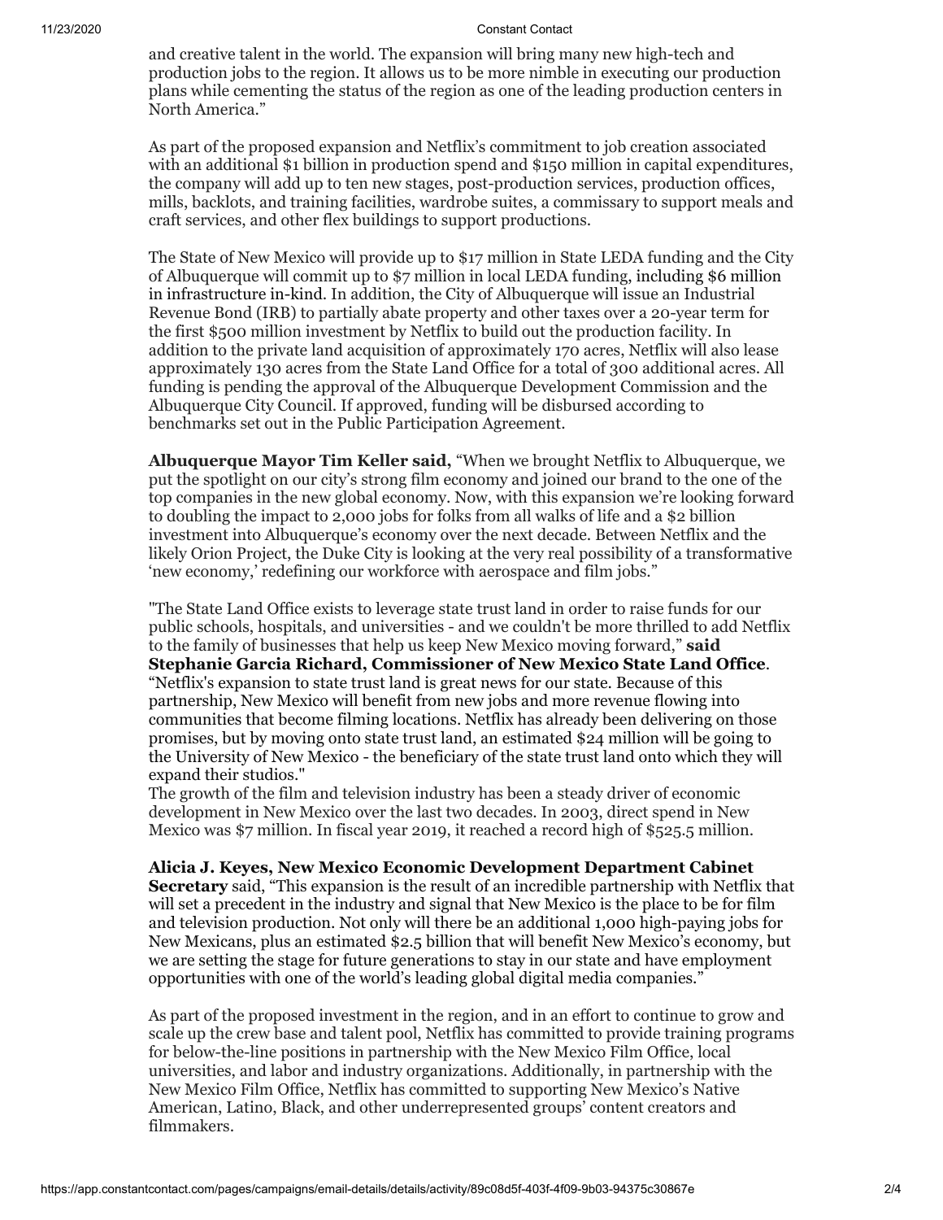and creative talent in the world. The expansion will bring many new high-tech and production jobs to the region. It allows us to be more nimble in executing our production plans while cementing the status of the region as one of the leading production centers in North America."

As part of the proposed expansion and Netflix's commitment to job creation associated with an additional $1 billion in production spend and $150 million in capital expenditures, the company will add up to ten new stages, post-production services, production offices, mills, backlots, and training facilities, wardrobe suites, a commissary to support meals and craft services, and other flex buildings to support productions.

The State of New Mexico will provide up to $17 million in State LEDA funding and the City of Albuquerque will commit up to $7 million in local LEDA funding, including $6 million in infrastructure in-kind. In addition, the City of Albuquerque will issue an Industrial Revenue Bond (IRB) to partially abate property and other taxes over a 20-year term for the first $500 million investment by Netflix to build out the production facility. In addition to the private land acquisition of approximately 170 acres, Netflix will also lease approximately 130 acres from the State Land Office for a total of 300 additional acres. All funding is pending the approval of the Albuquerque Development Commission and the Albuquerque City Council. If approved, funding will be disbursed according to benchmarks set out in the Public Participation Agreement.

**Albuquerque Mayor Tim Keller said,** "When we brought Netflix to Albuquerque, we put the spotlight on our city's strong film economy and joined our brand to the one of the top companies in the new global economy. Now, with this expansion we're looking forward to doubling the impact to 2,000 jobs for folks from all walks of life and a $2 billion investment into Albuquerque's economy over the next decade. Between Netflix and the likely Orion Project, the Duke City is looking at the very real possibility of a transformative 'new economy,' redefining our workforce with aerospace and film jobs."

"The State Land Office exists to leverage state trust land in order to raise funds for our public schools, hospitals, and universities - and we couldn't be more thrilled to add Netflix to the family of businesses that help us keep New Mexico moving forward," **said Stephanie Garcia Richard, Commissioner of New Mexico State Land Office**. "Netflix's expansion to state trust land is great news for our state. Because of this partnership, New Mexico will benefit from new jobs and more revenue flowing into communities that become filming locations. Netflix has already been delivering on those promises, but by moving onto state trust land, an estimated $24 million will be going to the University of New Mexico - the beneficiary of the state trust land onto which they will expand their studios."
The growth of the film and television industry has been a steady driver of economic development in New Mexico over the last two decades. In 2003, direct spend in New Mexico was $7 million. In fiscal year 2019, it reached a record high of $525.5 million.

**Alicia J. Keyes, New Mexico Economic Development Department Cabinet Secretary** said, "This expansion is the result of an incredible partnership with Netflix that will set a precedent in the industry and signal that New Mexico is the place to be for film and television production. Not only will there be an additional 1,000 high-paying jobs for New Mexicans, plus an estimated $2.5 billion that will benefit New Mexico's economy, but we are setting the stage for future generations to stay in our state and have employment opportunities with one of the world's leading global digital media companies."

As part of the proposed investment in the region, and in an effort to continue to grow and scale up the crew base and talent pool, Netflix has committed to provide training programs for below-the-line positions in partnership with the New Mexico Film Office, local universities, and labor and industry organizations. Additionally, in partnership with the New Mexico Film Office, Netflix has committed to supporting New Mexico's Native American, Latino, Black, and other underrepresented groups' content creators and filmmakers.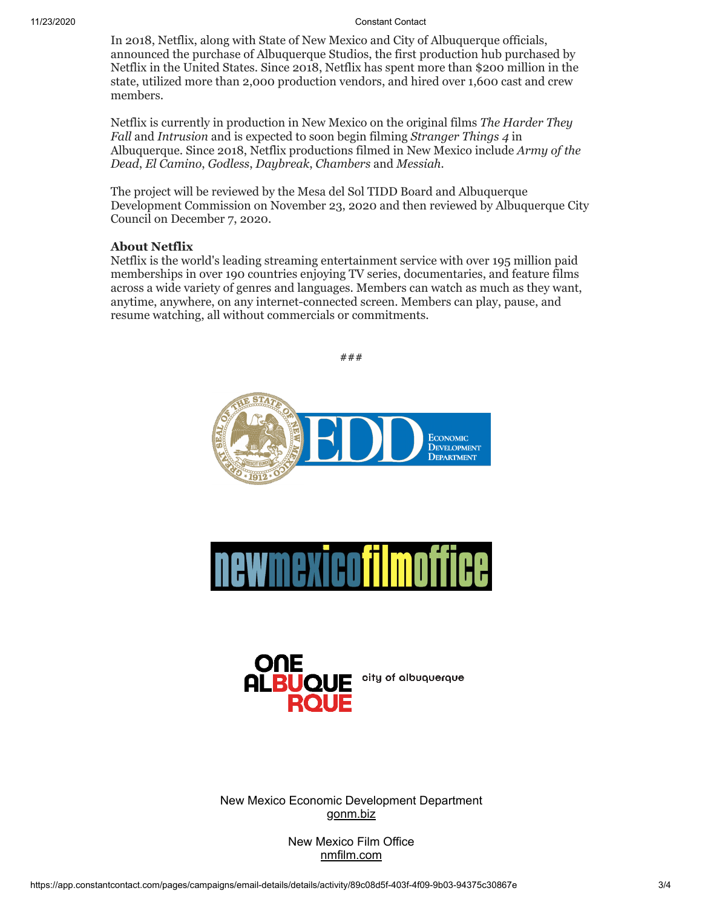In 2018, Netflix, along with State of New Mexico and City of Albuquerque officials, announced the purchase of Albuquerque Studios, the first production hub purchased by Netflix in the United States. Since 2018, Netflix has spent more than $200 million in the state, utilized more than 2,000 production vendors, and hired over 1,600 cast and crew members.

Netflix is currently in production in New Mexico on the original films *The Harder They Fall* and *Intrusion* and is expected to soon begin filming *Stranger Things 4* in Albuquerque. Since 2018, Netflix productions filmed in New Mexico include *Army of the Dead*, *El Camino*, *Godless*, *Daybreak*, *Chambers* and *Messiah*.

The project will be reviewed by the Mesa del Sol TIDD Board and Albuquerque Development Commission on November 23, 2020 and then reviewed by Albuquerque City Council on December 7, 2020.

**About Netflix**
Netflix is the world's leading streaming entertainment service with over 195 million paid memberships in over 190 countries enjoying TV series, documentaries, and feature films across a wide variety of genres and languages. Members can watch as much as they want, anytime, anywhere, on any internet-connected screen. Members can play, pause, and resume watching, all without commercials or commitments.

###

New Mexico Economic Development Department
gonm.biz

New Mexico Film Office
nmfilm.com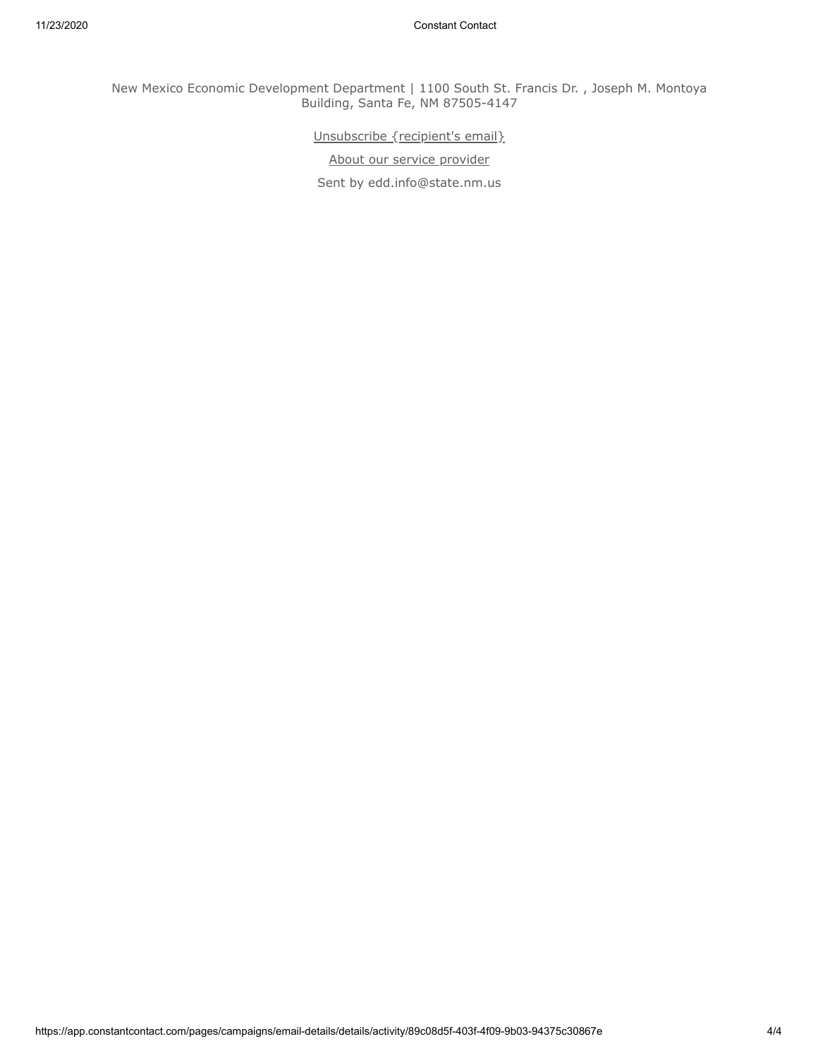New Mexico Economic Development Department | 1100 South St. Francis Dr. , Joseph M. Montoya Building, Santa Fe, NM 87505-4147

Unsubscribe {recipient's email}

About our service provider

Sent by edd.info@state.nm.us